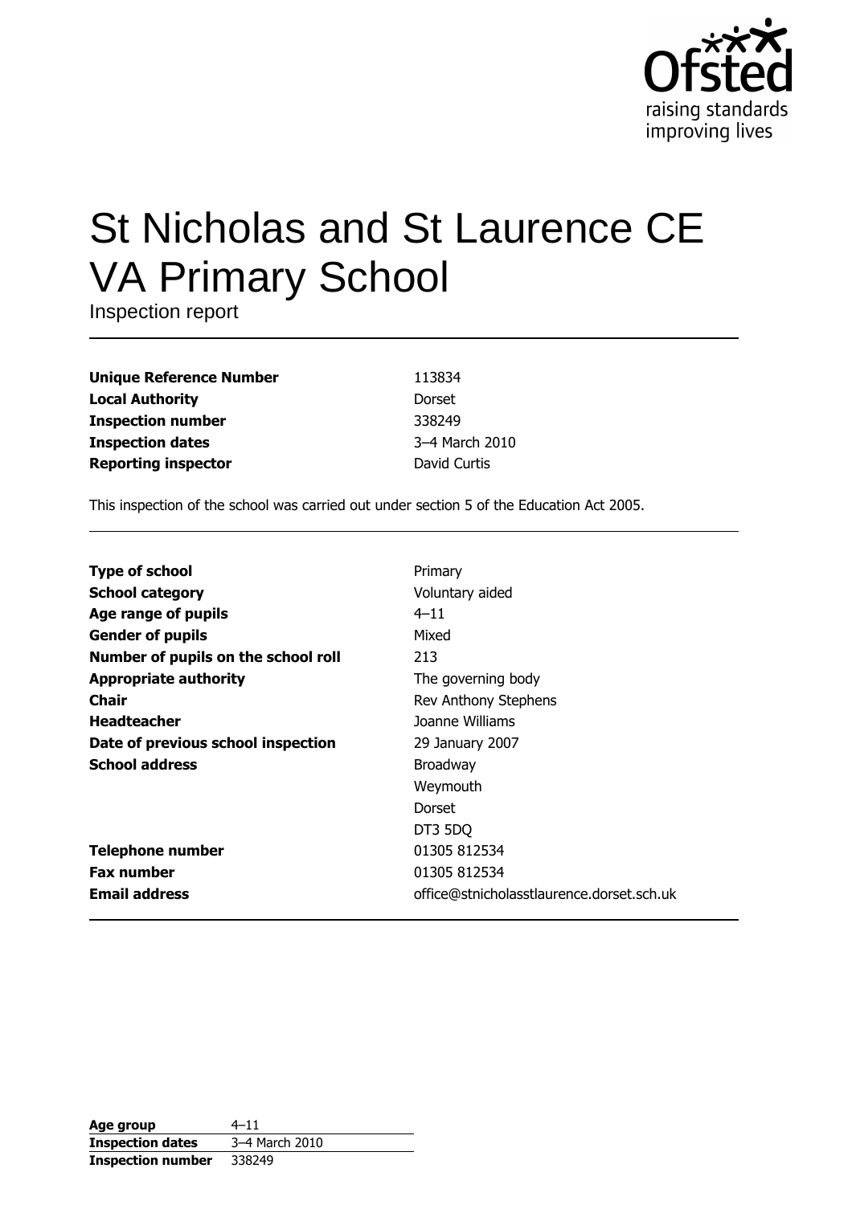# St Nicholas and St Laurence CE VA Primary School

Inspection report

| | |
|---|---|
| **Unique Reference Number** | 113834 |
| **Local Authority** | Dorset |
| **Inspection number** | 338249 |
| **Inspection dates** | 3–4 March 2010 |
| **Reporting inspector** | David Curtis |

This inspection of the school was carried out under section 5 of the Education Act 2005.

| | |
|---|---|
| **Type of school** | Primary |
| **School category** | Voluntary aided |
| **Age range of pupils** | 4–11 |
| **Gender of pupils** | Mixed |
| **Number of pupils on the school roll** | 213 |
| **Appropriate authority** | The governing body |
| **Chair** | Rev Anthony Stephens |
| **Headteacher** | Joanne Williams |
| **Date of previous school inspection** | 29 January 2007 |
| **School address** | Broadway<br>Weymouth<br>Dorset<br>DT3 5DQ |
| **Telephone number** | 01305 812534 |
| **Fax number** | 01305 812534 |
| **Email address** | office@stnicholasstlaurence.dorset.sch.uk |

| | |
|---|---|
| **Age group** | 4–11 |
| **Inspection dates** | 3–4 March 2010 |
| **Inspection number** | 338249 |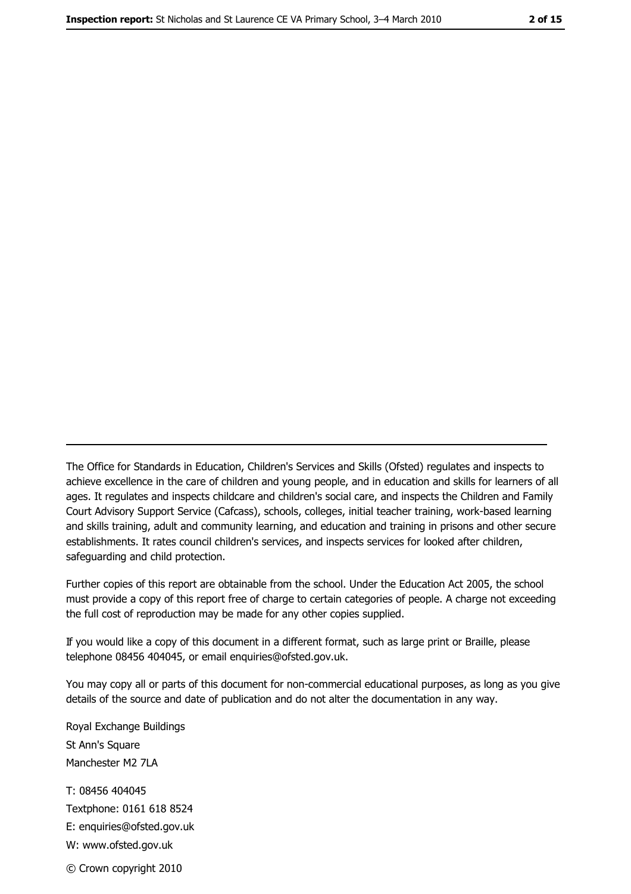---

The Office for Standards in Education, Children's Services and Skills (Ofsted) regulates and inspects to achieve excellence in the care of children and young people, and in education and skills for learners of all ages. It regulates and inspects childcare and children's social care, and inspects the Children and Family Court Advisory Support Service (Cafcass), schools, colleges, initial teacher training, work-based learning and skills training, adult and community learning, and education and training in prisons and other secure establishments. It rates council children's services, and inspects services for looked after children, safeguarding and child protection.

Further copies of this report are obtainable from the school. Under the Education Act 2005, the school must provide a copy of this report free of charge to certain categories of people. A charge not exceeding the full cost of reproduction may be made for any other copies supplied.

If you would like a copy of this document in a different format, such as large print or Braille, please telephone 08456 404045, or email enquiries@ofsted.gov.uk.

You may copy all or parts of this document for non-commercial educational purposes, as long as you give details of the source and date of publication and do not alter the documentation in any way.

Royal Exchange Buildings
St Ann's Square
Manchester M2 7LA

T: 08456 404045
Textphone: 0161 618 8524
E: enquiries@ofsted.gov.uk
W: www.ofsted.gov.uk

© Crown copyright 2010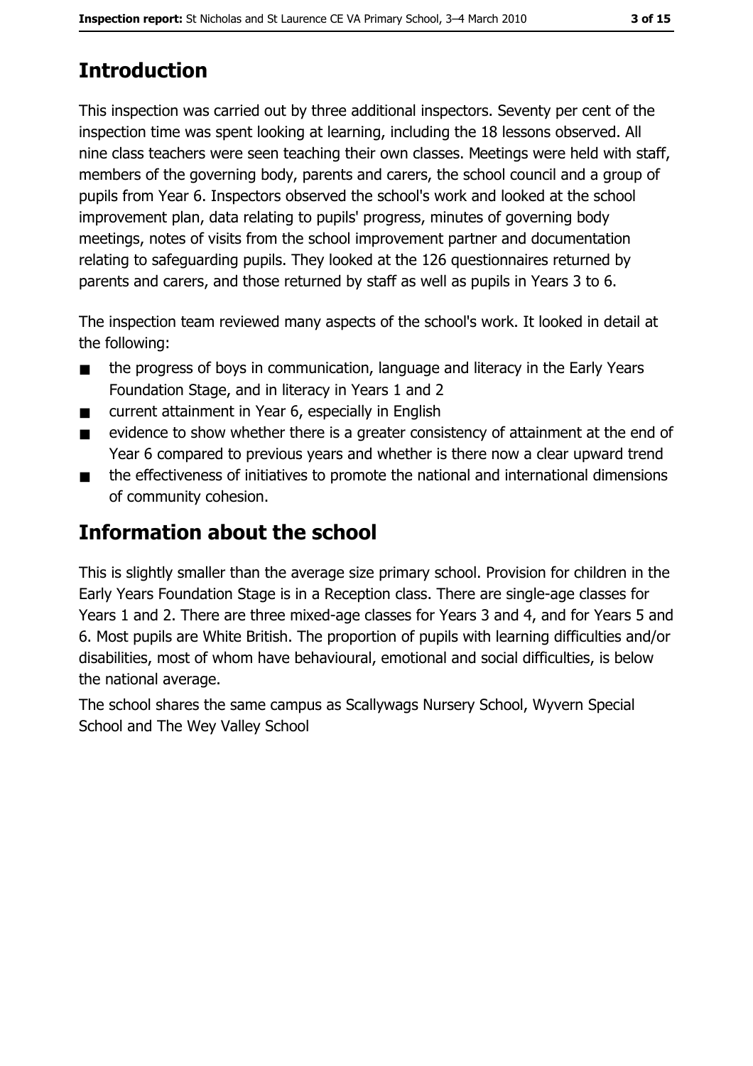# Introduction

This inspection was carried out by three additional inspectors. Seventy per cent of the inspection time was spent looking at learning, including the 18 lessons observed. All nine class teachers were seen teaching their own classes. Meetings were held with staff, members of the governing body, parents and carers, the school council and a group of pupils from Year 6. Inspectors observed the school's work and looked at the school improvement plan, data relating to pupils' progress, minutes of governing body meetings, notes of visits from the school improvement partner and documentation relating to safeguarding pupils. They looked at the 126 questionnaires returned by parents and carers, and those returned by staff as well as pupils in Years 3 to 6.

The inspection team reviewed many aspects of the school's work. It looked in detail at the following:

- the progress of boys in communication, language and literacy in the Early Years Foundation Stage, and in literacy in Years 1 and 2
- current attainment in Year 6, especially in English
- evidence to show whether there is a greater consistency of attainment at the end of Year 6 compared to previous years and whether is there now a clear upward trend
- the effectiveness of initiatives to promote the national and international dimensions of community cohesion.

# Information about the school

This is slightly smaller than the average size primary school. Provision for children in the Early Years Foundation Stage is in a Reception class. There are single-age classes for Years 1 and 2. There are three mixed-age classes for Years 3 and 4, and for Years 5 and 6. Most pupils are White British. The proportion of pupils with learning difficulties and/or disabilities, most of whom have behavioural, emotional and social difficulties, is below the national average.

The school shares the same campus as Scallywags Nursery School, Wyvern Special School and The Wey Valley School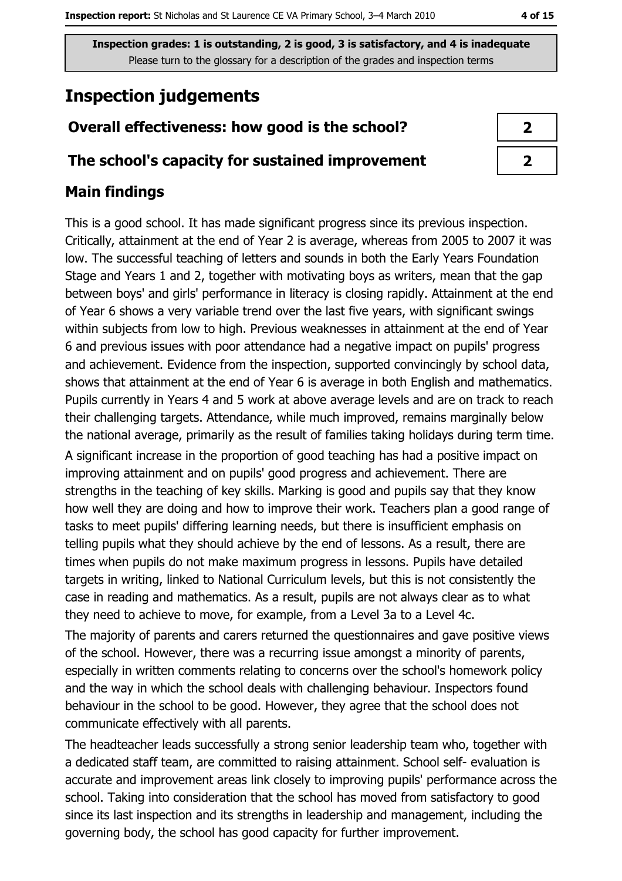**Inspection grades: 1 is outstanding, 2 is good, 3 is satisfactory, and 4 is inadequate**
Please turn to the glossary for a description of the grades and inspection terms

# Inspection judgements

| | |
|---|---|
| **Overall effectiveness: how good is the school?** | **2** |
| **The school's capacity for sustained improvement** | **2** |

## Main findings

This is a good school. It has made significant progress since its previous inspection. Critically, attainment at the end of Year 2 is average, whereas from 2005 to 2007 it was low. The successful teaching of letters and sounds in both the Early Years Foundation Stage and Years 1 and 2, together with motivating boys as writers, mean that the gap between boys' and girls' performance in literacy is closing rapidly. Attainment at the end of Year 6 shows a very variable trend over the last five years, with significant swings within subjects from low to high. Previous weaknesses in attainment at the end of Year 6 and previous issues with poor attendance had a negative impact on pupils' progress and achievement. Evidence from the inspection, supported convincingly by school data, shows that attainment at the end of Year 6 is average in both English and mathematics. Pupils currently in Years 4 and 5 work at above average levels and are on track to reach their challenging targets. Attendance, while much improved, remains marginally below the national average, primarily as the result of families taking holidays during term time.

A significant increase in the proportion of good teaching has had a positive impact on improving attainment and on pupils' good progress and achievement. There are strengths in the teaching of key skills. Marking is good and pupils say that they know how well they are doing and how to improve their work. Teachers plan a good range of tasks to meet pupils' differing learning needs, but there is insufficient emphasis on telling pupils what they should achieve by the end of lessons. As a result, there are times when pupils do not make maximum progress in lessons. Pupils have detailed targets in writing, linked to National Curriculum levels, but this is not consistently the case in reading and mathematics. As a result, pupils are not always clear as to what they need to achieve to move, for example, from a Level 3a to a Level 4c.

The majority of parents and carers returned the questionnaires and gave positive views of the school. However, there was a recurring issue amongst a minority of parents, especially in written comments relating to concerns over the school's homework policy and the way in which the school deals with challenging behaviour. Inspectors found behaviour in the school to be good. However, they agree that the school does not communicate effectively with all parents.

The headteacher leads successfully a strong senior leadership team who, together with a dedicated staff team, are committed to raising attainment. School self- evaluation is accurate and improvement areas link closely to improving pupils' performance across the school. Taking into consideration that the school has moved from satisfactory to good since its last inspection and its strengths in leadership and management, including the governing body, the school has good capacity for further improvement.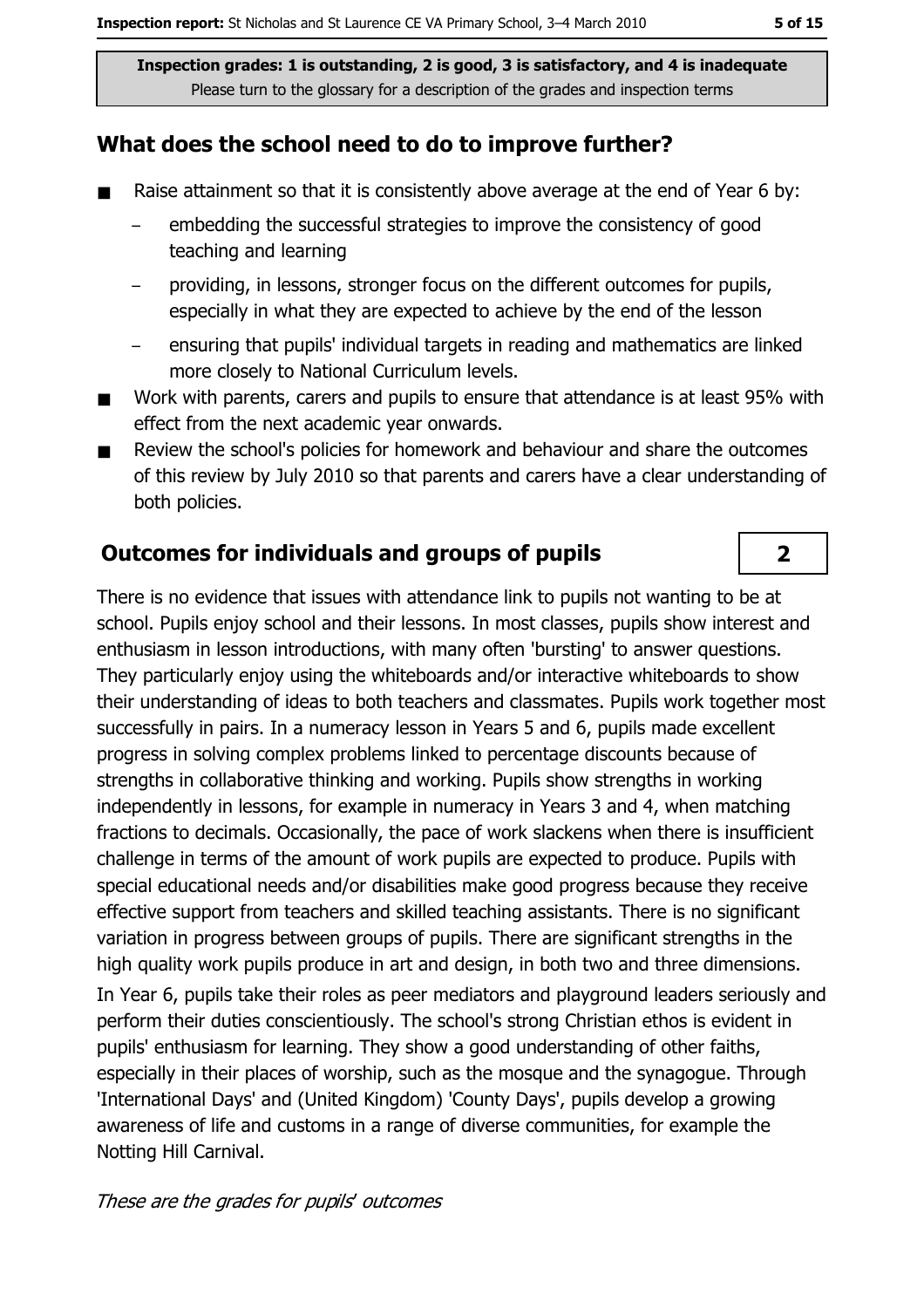Inspection grades: 1 is outstanding, 2 is good, 3 is satisfactory, and 4 is inadequate
Please turn to the glossary for a description of the grades and inspection terms

## What does the school need to do to improve further?

- Raise attainment so that it is consistently above average at the end of Year 6 by:
  - embedding the successful strategies to improve the consistency of good teaching and learning
  - providing, in lessons, stronger focus on the different outcomes for pupils, especially in what they are expected to achieve by the end of the lesson
  - ensuring that pupils' individual targets in reading and mathematics are linked more closely to National Curriculum levels.
- Work with parents, carers and pupils to ensure that attendance is at least 95% with effect from the next academic year onwards.
- Review the school's policies for homework and behaviour and share the outcomes of this review by July 2010 so that parents and carers have a clear understanding of both policies.

## Outcomes for individuals and groups of pupils

**2**

There is no evidence that issues with attendance link to pupils not wanting to be at school. Pupils enjoy school and their lessons. In most classes, pupils show interest and enthusiasm in lesson introductions, with many often 'bursting' to answer questions. They particularly enjoy using the whiteboards and/or interactive whiteboards to show their understanding of ideas to both teachers and classmates. Pupils work together most successfully in pairs. In a numeracy lesson in Years 5 and 6, pupils made excellent progress in solving complex problems linked to percentage discounts because of strengths in collaborative thinking and working. Pupils show strengths in working independently in lessons, for example in numeracy in Years 3 and 4, when matching fractions to decimals. Occasionally, the pace of work slackens when there is insufficient challenge in terms of the amount of work pupils are expected to produce. Pupils with special educational needs and/or disabilities make good progress because they receive effective support from teachers and skilled teaching assistants. There is no significant variation in progress between groups of pupils. There are significant strengths in the high quality work pupils produce in art and design, in both two and three dimensions.

In Year 6, pupils take their roles as peer mediators and playground leaders seriously and perform their duties conscientiously. The school's strong Christian ethos is evident in pupils' enthusiasm for learning. They show a good understanding of other faiths, especially in their places of worship, such as the mosque and the synagogue. Through 'International Days' and (United Kingdom) 'County Days', pupils develop a growing awareness of life and customs in a range of diverse communities, for example the Notting Hill Carnival.

*These are the grades for pupils' outcomes*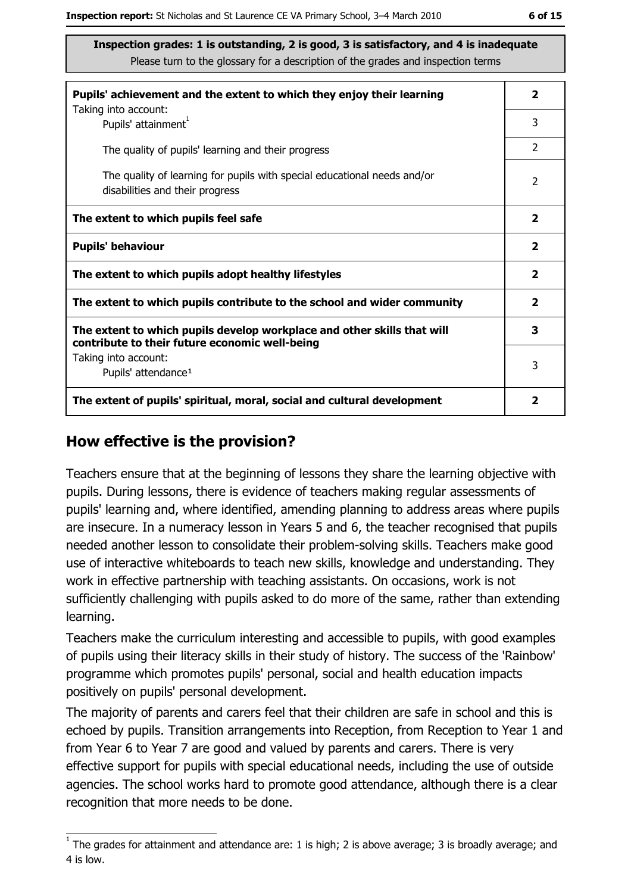**Inspection grades: 1 is outstanding, 2 is good, 3 is satisfactory, and 4 is inadequate**
Please turn to the glossary for a description of the grades and inspection terms

| | |
|---|---|
| **Pupils' achievement and the extent to which they enjoy their learning**<br>Taking into account:<br>Pupils' attainment[1] | **2**<br>3 |
| The quality of pupils' learning and their progress | 2 |
| The quality of learning for pupils with special educational needs and/or disabilities and their progress | 2 |
| **The extent to which pupils feel safe** | **2** |
| **Pupils' behaviour** | **2** |
| **The extent to which pupils adopt healthy lifestyles** | **2** |
| **The extent to which pupils contribute to the school and wider community** | **2** |
| **The extent to which pupils develop workplace and other skills that will contribute to their future economic well-being**<br>Taking into account:<br>Pupils' attendance[1] | **3**<br>3 |
| **The extent of pupils' spiritual, moral, social and cultural development** | **2** |

## How effective is the provision?

Teachers ensure that at the beginning of lessons they share the learning objective with pupils. During lessons, there is evidence of teachers making regular assessments of pupils' learning and, where identified, amending planning to address areas where pupils are insecure. In a numeracy lesson in Years 5 and 6, the teacher recognised that pupils needed another lesson to consolidate their problem-solving skills. Teachers make good use of interactive whiteboards to teach new skills, knowledge and understanding. They work in effective partnership with teaching assistants. On occasions, work is not sufficiently challenging with pupils asked to do more of the same, rather than extending learning.

Teachers make the curriculum interesting and accessible to pupils, with good examples of pupils using their literacy skills in their study of history. The success of the 'Rainbow' programme which promotes pupils' personal, social and health education impacts positively on pupils' personal development.

The majority of parents and carers feel that their children are safe in school and this is echoed by pupils. Transition arrangements into Reception, from Reception to Year 1 and from Year 6 to Year 7 are good and valued by parents and carers. There is very effective support for pupils with special educational needs, including the use of outside agencies. The school works hard to promote good attendance, although there is a clear recognition that more needs to be done.

[1] The grades for attainment and attendance are: 1 is high; 2 is above average; 3 is broadly average; and 4 is low.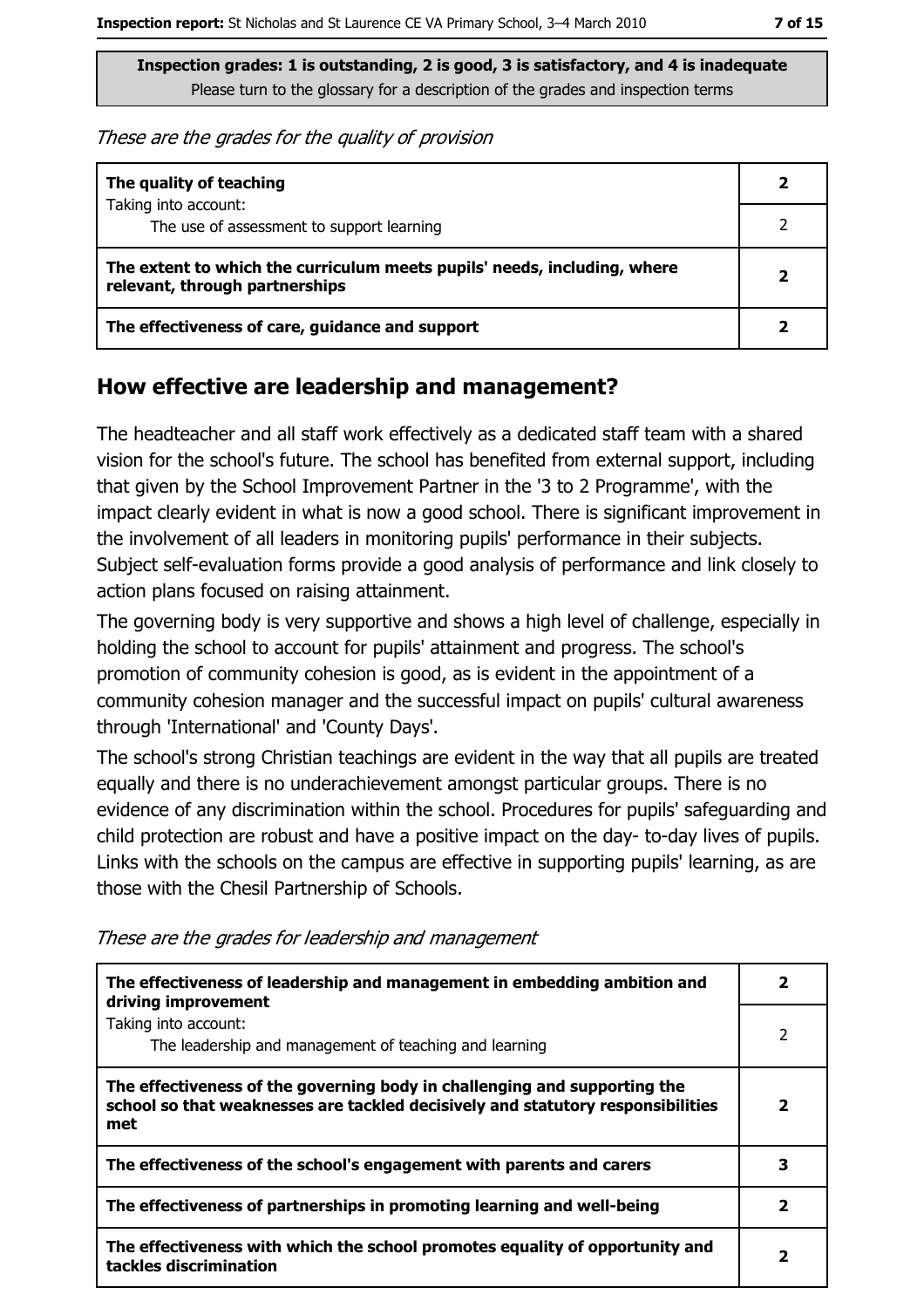**Inspection grades: 1 is outstanding, 2 is good, 3 is satisfactory, and 4 is inadequate**
Please turn to the glossary for a description of the grades and inspection terms

*These are the grades for the quality of provision*

| | |
|---|---|
| **The quality of teaching** | **2** |
| Taking into account: The use of assessment to support learning | 2 |
| **The extent to which the curriculum meets pupils' needs, including, where relevant, through partnerships** | **2** |
| **The effectiveness of care, guidance and support** | **2** |

## How effective are leadership and management?

The headteacher and all staff work effectively as a dedicated staff team with a shared vision for the school's future. The school has benefited from external support, including that given by the School Improvement Partner in the '3 to 2 Programme', with the impact clearly evident in what is now a good school. There is significant improvement in the involvement of all leaders in monitoring pupils' performance in their subjects. Subject self-evaluation forms provide a good analysis of performance and link closely to action plans focused on raising attainment.

The governing body is very supportive and shows a high level of challenge, especially in holding the school to account for pupils' attainment and progress. The school's promotion of community cohesion is good, as is evident in the appointment of a community cohesion manager and the successful impact on pupils' cultural awareness through 'International' and 'County Days'.

The school's strong Christian teachings are evident in the way that all pupils are treated equally and there is no underachievement amongst particular groups. There is no evidence of any discrimination within the school. Procedures for pupils' safeguarding and child protection are robust and have a positive impact on the day- to-day lives of pupils. Links with the schools on the campus are effective in supporting pupils' learning, as are those with the Chesil Partnership of Schools.

*These are the grades for leadership and management*

| | |
|---|---|
| **The effectiveness of leadership and management in embedding ambition and driving improvement** | **2** |
| Taking into account: The leadership and management of teaching and learning | 2 |
| **The effectiveness of the governing body in challenging and supporting the school so that weaknesses are tackled decisively and statutory responsibilities met** | **2** |
| **The effectiveness of the school's engagement with parents and carers** | **3** |
| **The effectiveness of partnerships in promoting learning and well-being** | **2** |
| **The effectiveness with which the school promotes equality of opportunity and tackles discrimination** | **2** |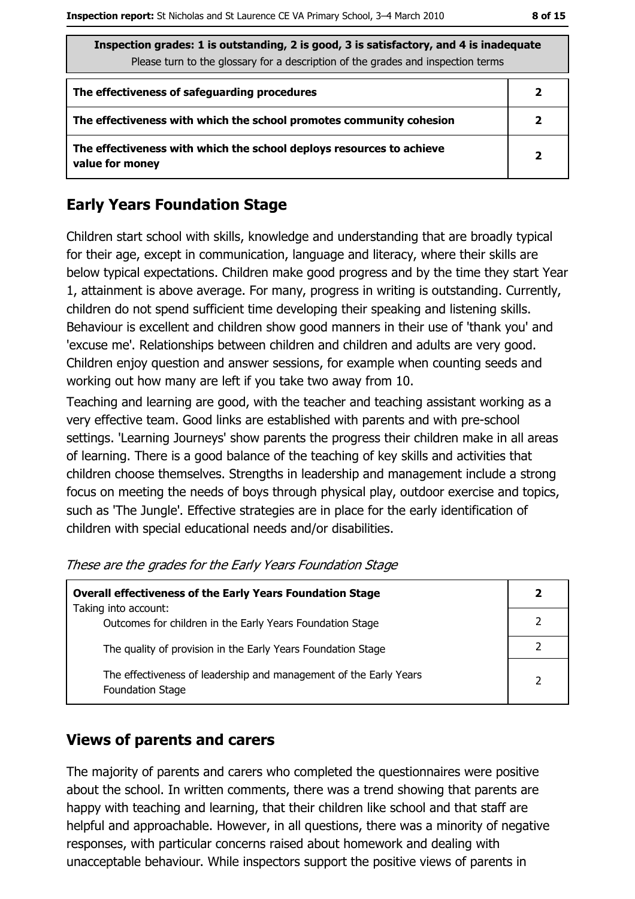| Inspection grades: 1 is outstanding, 2 is good, 3 is satisfactory, and 4 is inadequate<br>Please turn to the glossary for a description of the grades and inspection terms | |
|---|---|
| **The effectiveness of safeguarding procedures** | **2** |
| **The effectiveness with which the school promotes community cohesion** | **2** |
| **The effectiveness with which the school deploys resources to achieve value for money** | **2** |

## Early Years Foundation Stage

Children start school with skills, knowledge and understanding that are broadly typical for their age, except in communication, language and literacy, where their skills are below typical expectations. Children make good progress and by the time they start Year 1, attainment is above average. For many, progress in writing is outstanding. Currently, children do not spend sufficient time developing their speaking and listening skills. Behaviour is excellent and children show good manners in their use of 'thank you' and 'excuse me'. Relationships between children and children and adults are very good. Children enjoy question and answer sessions, for example when counting seeds and working out how many are left if you take two away from 10.

Teaching and learning are good, with the teacher and teaching assistant working as a very effective team. Good links are established with parents and with pre-school settings. 'Learning Journeys' show parents the progress their children make in all areas of learning. There is a good balance of the teaching of key skills and activities that children choose themselves. Strengths in leadership and management include a strong focus on meeting the needs of boys through physical play, outdoor exercise and topics, such as 'The Jungle'. Effective strategies are in place for the early identification of children with special educational needs and/or disabilities.

*These are the grades for the Early Years Foundation Stage*

| **Overall effectiveness of the Early Years Foundation Stage**<br>Taking into account: | **2** |
|---|---|
| Outcomes for children in the Early Years Foundation Stage | 2 |
| The quality of provision in the Early Years Foundation Stage | 2 |
| The effectiveness of leadership and management of the Early Years Foundation Stage | 2 |

## Views of parents and carers

The majority of parents and carers who completed the questionnaires were positive about the school. In written comments, there was a trend showing that parents are happy with teaching and learning, that their children like school and that staff are helpful and approachable. However, in all questions, there was a minority of negative responses, with particular concerns raised about homework and dealing with unacceptable behaviour. While inspectors support the positive views of parents in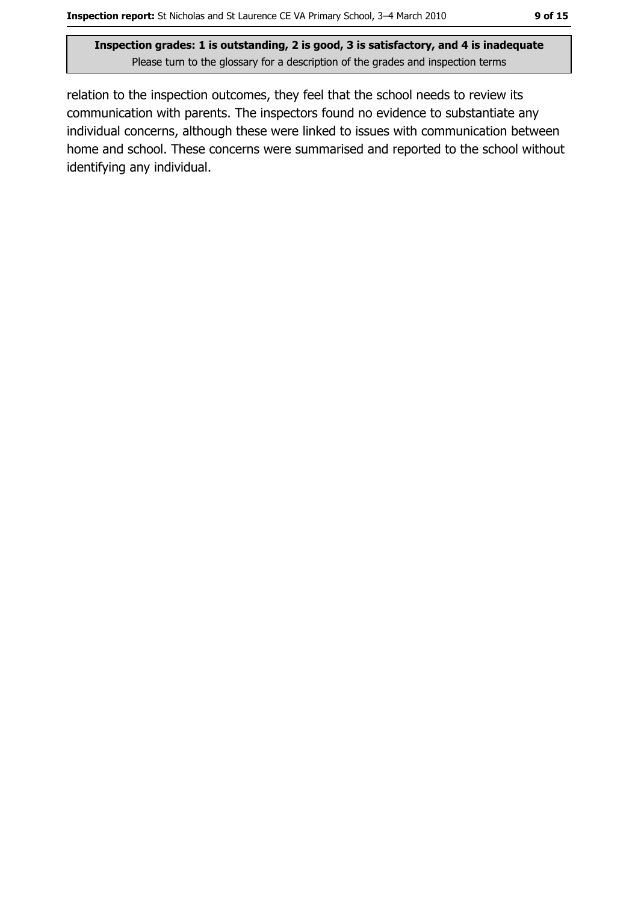relation to the inspection outcomes, they feel that the school needs to review its communication with parents. The inspectors found no evidence to substantiate any individual concerns, although these were linked to issues with communication between home and school. These concerns were summarised and reported to the school without identifying any individual.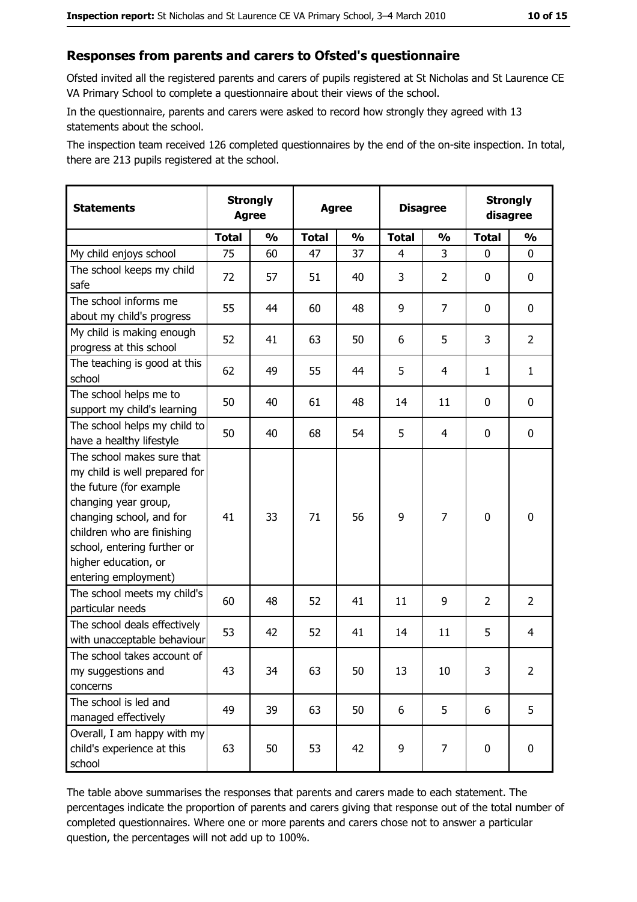## Responses from parents and carers to Ofsted's questionnaire

Ofsted invited all the registered parents and carers of pupils registered at St Nicholas and St Laurence CE VA Primary School to complete a questionnaire about their views of the school.

In the questionnaire, parents and carers were asked to record how strongly they agreed with 13 statements about the school.

The inspection team received 126 completed questionnaires by the end of the on-site inspection. In total, there are 213 pupils registered at the school.

| Statements | Strongly Agree | | Agree | | Disagree | | Strongly disagree | |
|---|---|---|---|---|---|---|---|---|
| | Total | % | Total | % | Total | % | Total | % |
| My child enjoys school | 75 | 60 | 47 | 37 | 4 | 3 | 0 | 0 |
| The school keeps my child safe | 72 | 57 | 51 | 40 | 3 | 2 | 0 | 0 |
| The school informs me about my child's progress | 55 | 44 | 60 | 48 | 9 | 7 | 0 | 0 |
| My child is making enough progress at this school | 52 | 41 | 63 | 50 | 6 | 5 | 3 | 2 |
| The teaching is good at this school | 62 | 49 | 55 | 44 | 5 | 4 | 1 | 1 |
| The school helps me to support my child's learning | 50 | 40 | 61 | 48 | 14 | 11 | 0 | 0 |
| The school helps my child to have a healthy lifestyle | 50 | 40 | 68 | 54 | 5 | 4 | 0 | 0 |
| The school makes sure that my child is well prepared for the future (for example changing year group, changing school, and for children who are finishing school, entering further or higher education, or entering employment) | 41 | 33 | 71 | 56 | 9 | 7 | 0 | 0 |
| The school meets my child's particular needs | 60 | 48 | 52 | 41 | 11 | 9 | 2 | 2 |
| The school deals effectively with unacceptable behaviour | 53 | 42 | 52 | 41 | 14 | 11 | 5 | 4 |
| The school takes account of my suggestions and concerns | 43 | 34 | 63 | 50 | 13 | 10 | 3 | 2 |
| The school is led and managed effectively | 49 | 39 | 63 | 50 | 6 | 5 | 6 | 5 |
| Overall, I am happy with my child's experience at this school | 63 | 50 | 53 | 42 | 9 | 7 | 0 | 0 |

The table above summarises the responses that parents and carers made to each statement. The percentages indicate the proportion of parents and carers giving that response out of the total number of completed questionnaires. Where one or more parents and carers chose not to answer a particular question, the percentages will not add up to 100%.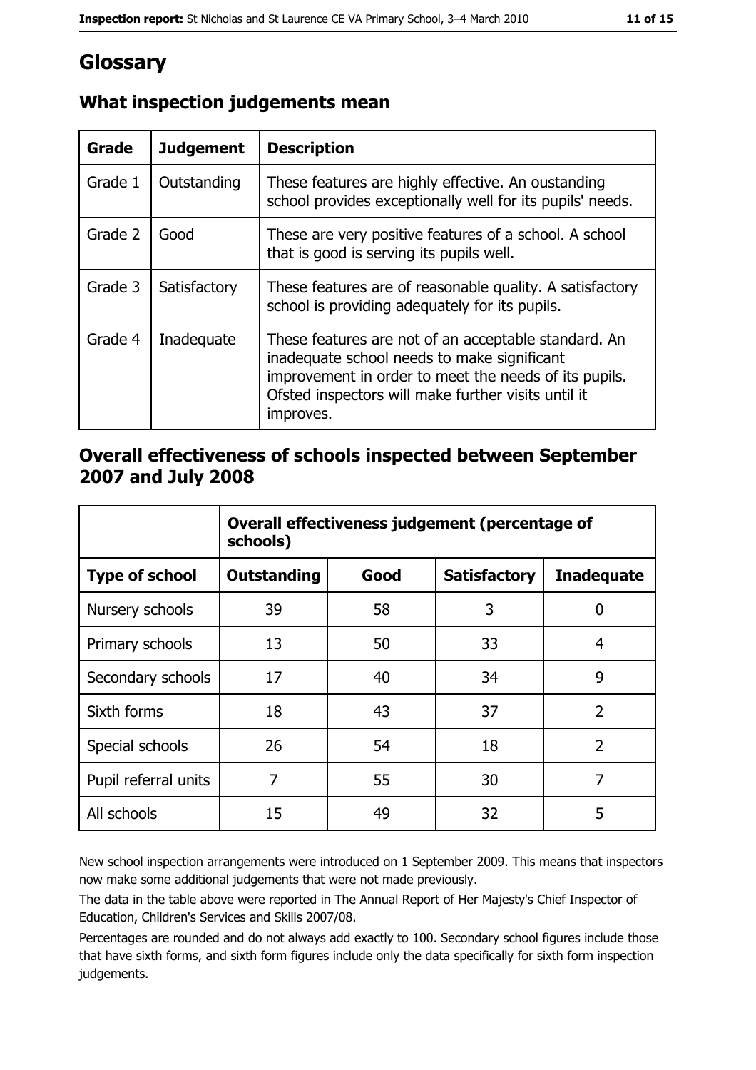# Glossary

## What inspection judgements mean

| Grade | Judgement | Description |
|---|---|---|
| Grade 1 | Outstanding | These features are highly effective. An oustanding school provides exceptionally well for its pupils' needs. |
| Grade 2 | Good | These are very positive features of a school. A school that is good is serving its pupils well. |
| Grade 3 | Satisfactory | These features are of reasonable quality. A satisfactory school is providing adequately for its pupils. |
| Grade 4 | Inadequate | These features are not of an acceptable standard. An inadequate school needs to make significant improvement in order to meet the needs of its pupils. Ofsted inspectors will make further visits until it improves. |

## Overall effectiveness of schools inspected between September 2007 and July 2008

| | Overall effectiveness judgement (percentage of schools) | | | |
|---|---|---|---|---|
| **Type of school** | **Outstanding** | **Good** | **Satisfactory** | **Inadequate** |
| Nursery schools | 39 | 58 | 3 | 0 |
| Primary schools | 13 | 50 | 33 | 4 |
| Secondary schools | 17 | 40 | 34 | 9 |
| Sixth forms | 18 | 43 | 37 | 2 |
| Special schools | 26 | 54 | 18 | 2 |
| Pupil referral units | 7 | 55 | 30 | 7 |
| All schools | 15 | 49 | 32 | 5 |

New school inspection arrangements were introduced on 1 September 2009. This means that inspectors now make some additional judgements that were not made previously.

The data in the table above were reported in The Annual Report of Her Majesty's Chief Inspector of Education, Children's Services and Skills 2007/08.

Percentages are rounded and do not always add exactly to 100. Secondary school figures include those that have sixth forms, and sixth form figures include only the data specifically for sixth form inspection judgements.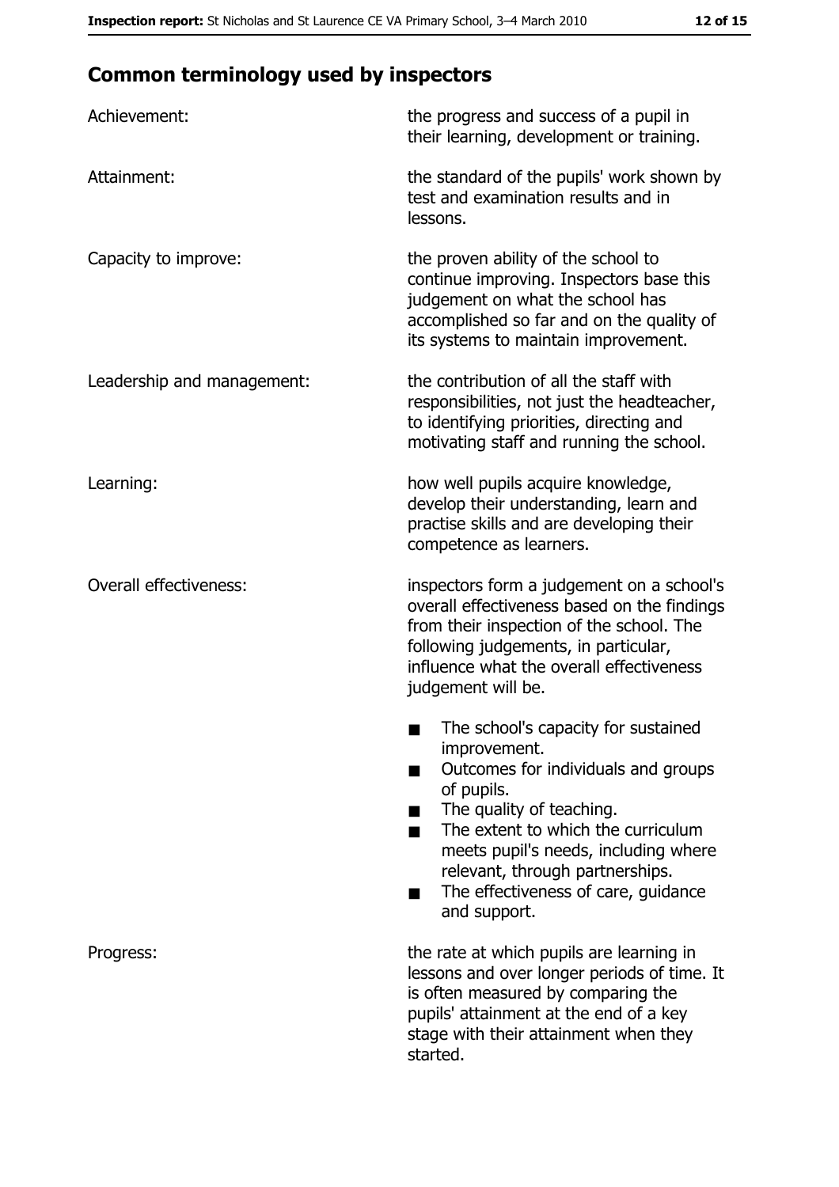## Common terminology used by inspectors

| | |
|---|---|
| Achievement: | the progress and success of a pupil in their learning, development or training. |
| Attainment: | the standard of the pupils' work shown by test and examination results and in lessons. |
| Capacity to improve: | the proven ability of the school to continue improving. Inspectors base this judgement on what the school has accomplished so far and on the quality of its systems to maintain improvement. |
| Leadership and management: | the contribution of all the staff with responsibilities, not just the headteacher, to identifying priorities, directing and motivating staff and running the school. |
| Learning: | how well pupils acquire knowledge, develop their understanding, learn and practise skills and are developing their competence as learners. |
| Overall effectiveness: | inspectors form a judgement on a school's overall effectiveness based on the findings from their inspection of the school. The following judgements, in particular, influence what the overall effectiveness judgement will be.<br>■ The school's capacity for sustained improvement.<br>■ Outcomes for individuals and groups of pupils.<br>■ The quality of teaching.<br>■ The extent to which the curriculum meets pupil's needs, including where relevant, through partnerships.<br>■ The effectiveness of care, guidance and support. |
| Progress: | the rate at which pupils are learning in lessons and over longer periods of time. It is often measured by comparing the pupils' attainment at the end of a key stage with their attainment when they started. |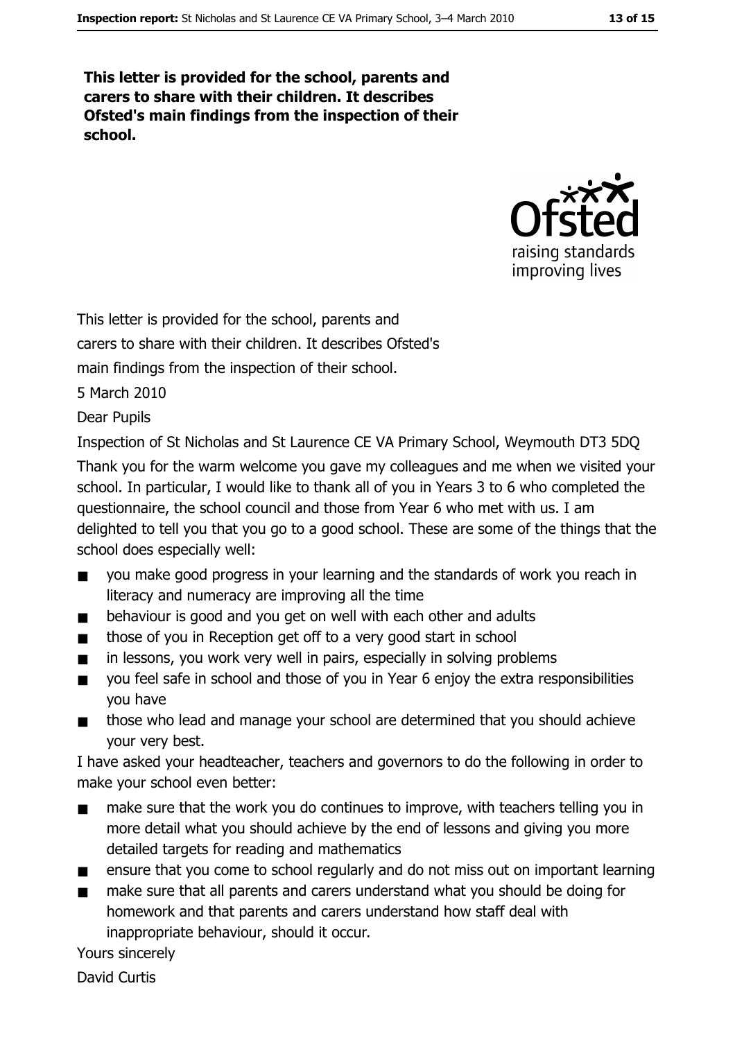**This letter is provided for the school, parents and carers to share with their children. It describes Ofsted's main findings from the inspection of their school.**

This letter is provided for the school, parents and carers to share with their children. It describes Ofsted's main findings from the inspection of their school.

5 March 2010

Dear Pupils

Inspection of St Nicholas and St Laurence CE VA Primary School, Weymouth DT3 5DQ

Thank you for the warm welcome you gave my colleagues and me when we visited your school. In particular, I would like to thank all of you in Years 3 to 6 who completed the questionnaire, the school council and those from Year 6 who met with us. I am delighted to tell you that you go to a good school. These are some of the things that the school does especially well:

- you make good progress in your learning and the standards of work you reach in literacy and numeracy are improving all the time
- behaviour is good and you get on well with each other and adults
- those of you in Reception get off to a very good start in school
- in lessons, you work very well in pairs, especially in solving problems
- you feel safe in school and those of you in Year 6 enjoy the extra responsibilities you have
- those who lead and manage your school are determined that you should achieve your very best.

I have asked your headteacher, teachers and governors to do the following in order to make your school even better:

- make sure that the work you do continues to improve, with teachers telling you in more detail what you should achieve by the end of lessons and giving you more detailed targets for reading and mathematics
- ensure that you come to school regularly and do not miss out on important learning
- make sure that all parents and carers understand what you should be doing for homework and that parents and carers understand how staff deal with inappropriate behaviour, should it occur.

Yours sincerely

David Curtis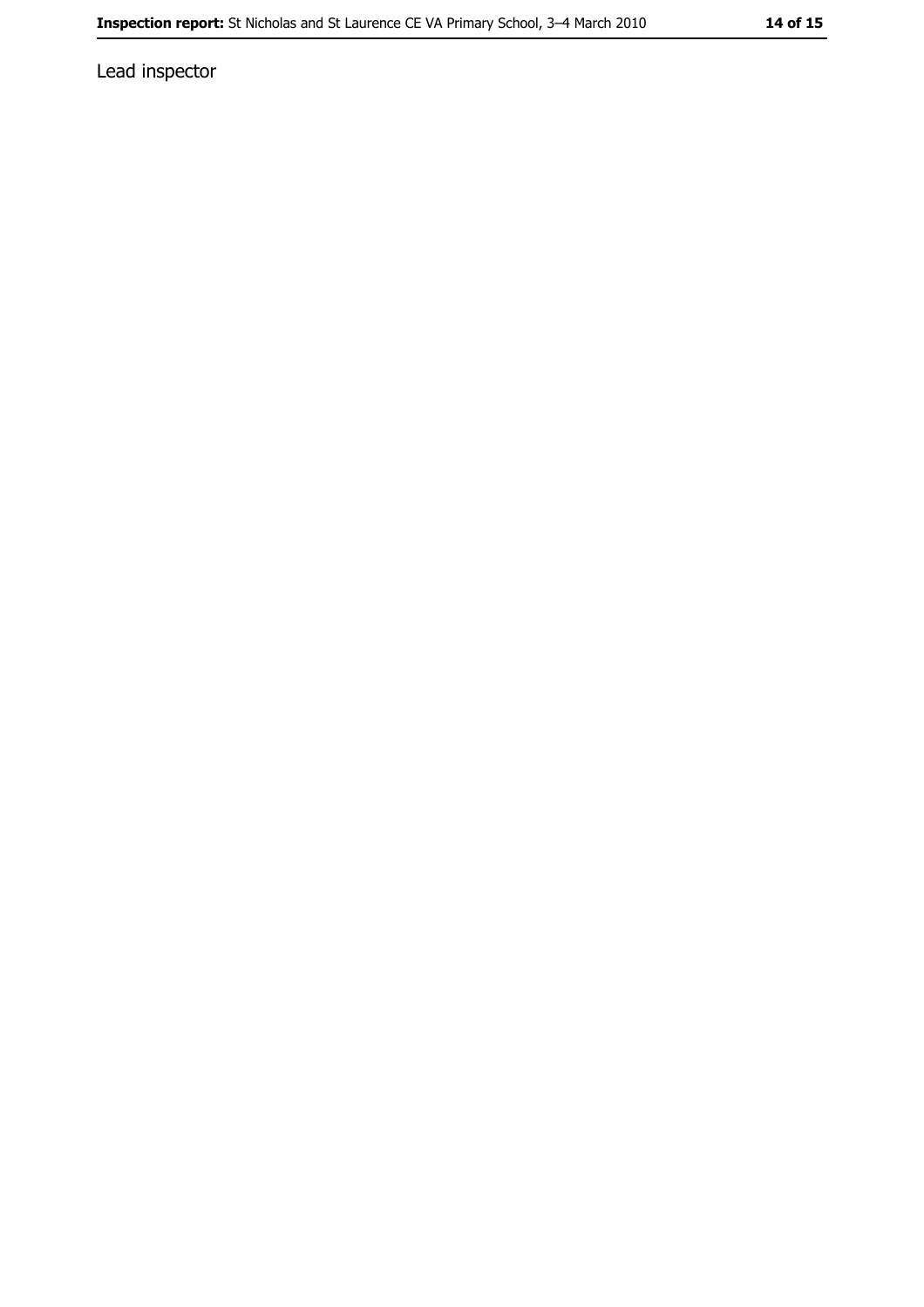Lead inspector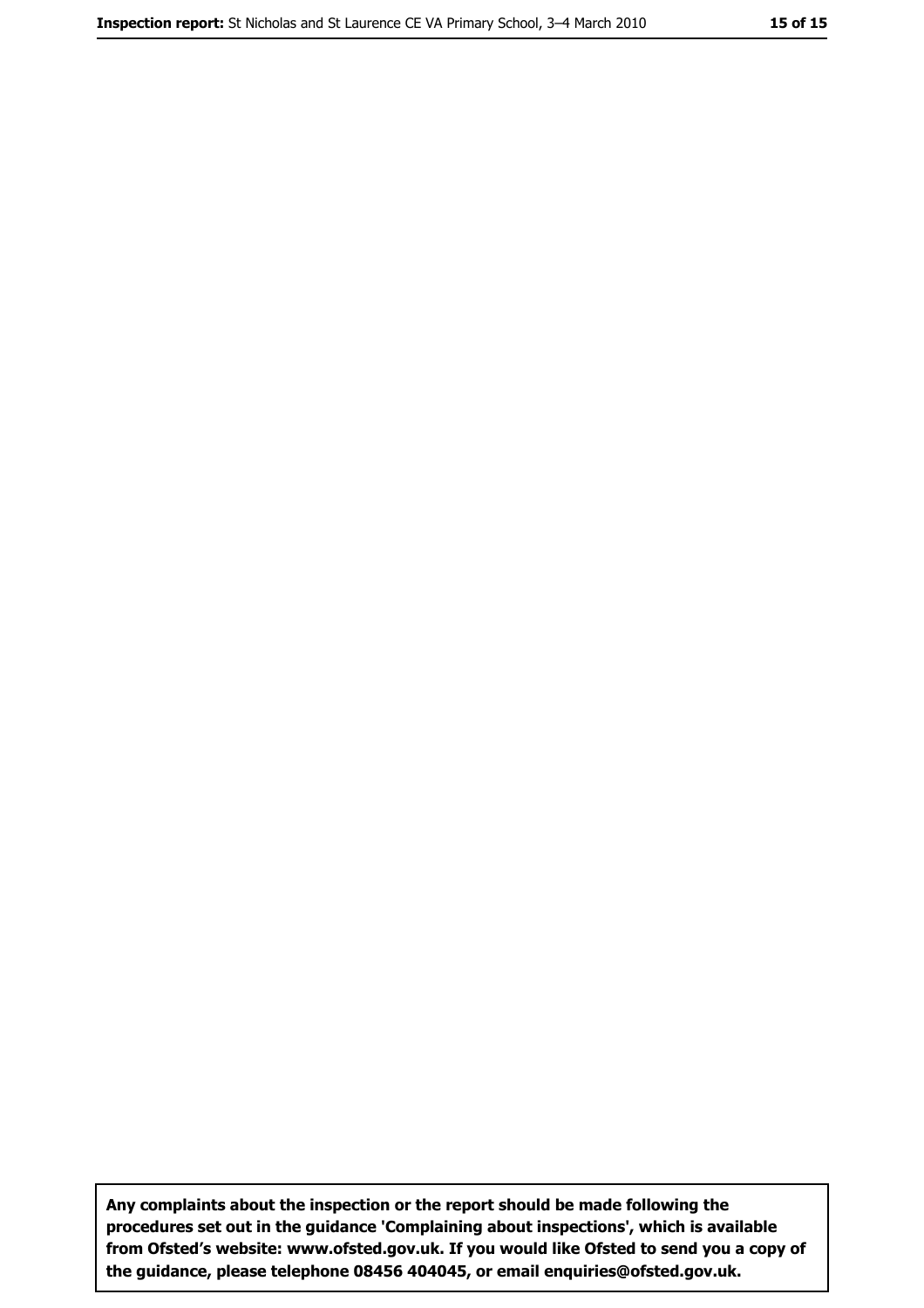**Any complaints about the inspection or the report should be made following the procedures set out in the guidance 'Complaining about inspections', which is available from Ofsted's website: www.ofsted.gov.uk. If you would like Ofsted to send you a copy of the guidance, please telephone 08456 404045, or email enquiries@ofsted.gov.uk.**